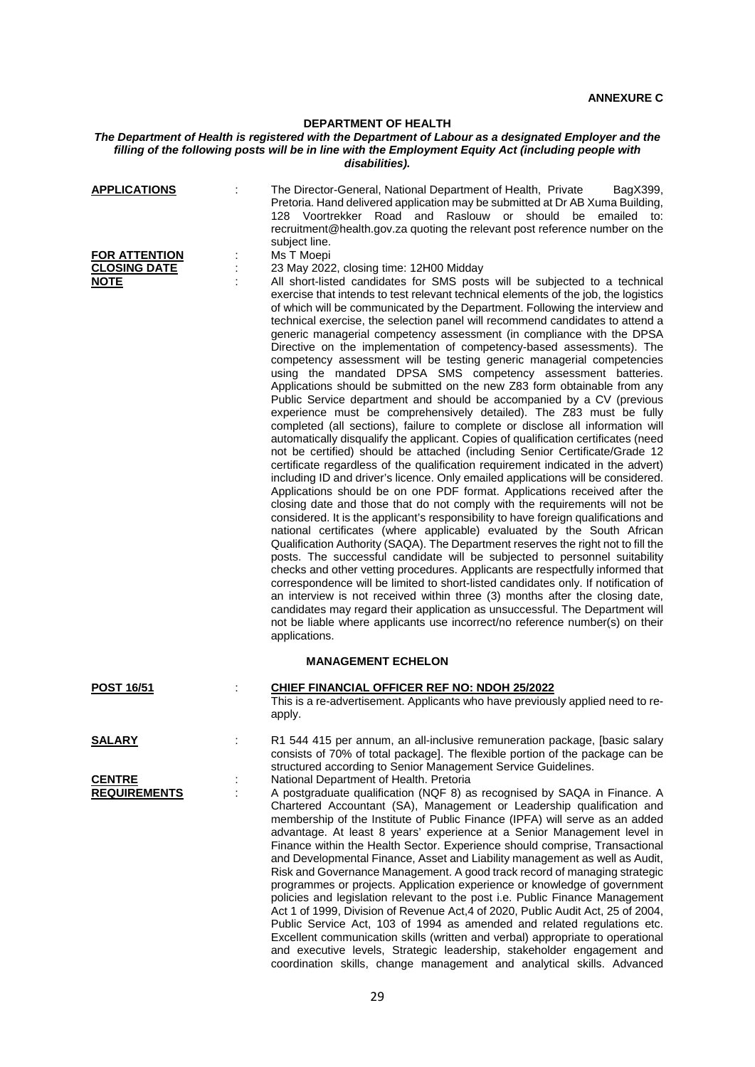**ANNEXURE C**

**DEPARTMENT OF HEALTH**

***The Department of Health is registered with the Department of Labour as a designated Employer and the filling of the following posts will be in line with the Employment Equity Act (including people with disabilities).***

**APPLICATIONS** : The Director-General, National Department of Health, Private BagX399, Pretoria. Hand delivered application may be submitted at Dr AB Xuma Building, 128 Voortrekker Road and Raslouw or should be emailed to: recruitment@health.gov.za quoting the relevant post reference number on the subject line.

**FOR ATTENTION** : Ms T Moepi

**CLOSING DATE** : 23 May 2022, closing time: 12H00 Midday

**NOTE** : All short-listed candidates for SMS posts will be subjected to a technical exercise that intends to test relevant technical elements of the job, the logistics of which will be communicated by the Department. Following the interview and technical exercise, the selection panel will recommend candidates to attend a generic managerial competency assessment (in compliance with the DPSA Directive on the implementation of competency-based assessments). The competency assessment will be testing generic managerial competencies using the mandated DPSA SMS competency assessment batteries. Applications should be submitted on the new Z83 form obtainable from any Public Service department and should be accompanied by a CV (previous experience must be comprehensively detailed). The Z83 must be fully completed (all sections), failure to complete or disclose all information will automatically disqualify the applicant. Copies of qualification certificates (need not be certified) should be attached (including Senior Certificate/Grade 12 certificate regardless of the qualification requirement indicated in the advert) including ID and driver's licence. Only emailed applications will be considered. Applications should be on one PDF format. Applications received after the closing date and those that do not comply with the requirements will not be considered. It is the applicant's responsibility to have foreign qualifications and national certificates (where applicable) evaluated by the South African Qualification Authority (SAQA). The Department reserves the right not to fill the posts. The successful candidate will be subjected to personnel suitability checks and other vetting procedures. Applicants are respectfully informed that correspondence will be limited to short-listed candidates only. If notification of an interview is not received within three (3) months after the closing date, candidates may regard their application as unsuccessful. The Department will not be liable where applicants use incorrect/no reference number(s) on their applications.

**MANAGEMENT ECHELON**

**POST 16/51** : **CHIEF FINANCIAL OFFICER REF NO: NDOH 25/2022**

This is a re-advertisement. Applicants who have previously applied need to re-apply.

**SALARY** : R1 544 415 per annum, an all-inclusive remuneration package, [basic salary consists of 70% of total package]. The flexible portion of the package can be structured according to Senior Management Service Guidelines.

**CENTRE** : National Department of Health. Pretoria

**REQUIREMENTS** : A postgraduate qualification (NQF 8) as recognised by SAQA in Finance. A Chartered Accountant (SA), Management or Leadership qualification and membership of the Institute of Public Finance (IPFA) will serve as an added advantage. At least 8 years' experience at a Senior Management level in Finance within the Health Sector. Experience should comprise, Transactional and Developmental Finance, Asset and Liability management as well as Audit, Risk and Governance Management. A good track record of managing strategic programmes or projects. Application experience or knowledge of government policies and legislation relevant to the post i.e. Public Finance Management Act 1 of 1999, Division of Revenue Act,4 of 2020, Public Audit Act, 25 of 2004, Public Service Act, 103 of 1994 as amended and related regulations etc. Excellent communication skills (written and verbal) appropriate to operational and executive levels, Strategic leadership, stakeholder engagement and coordination skills, change management and analytical skills. Advanced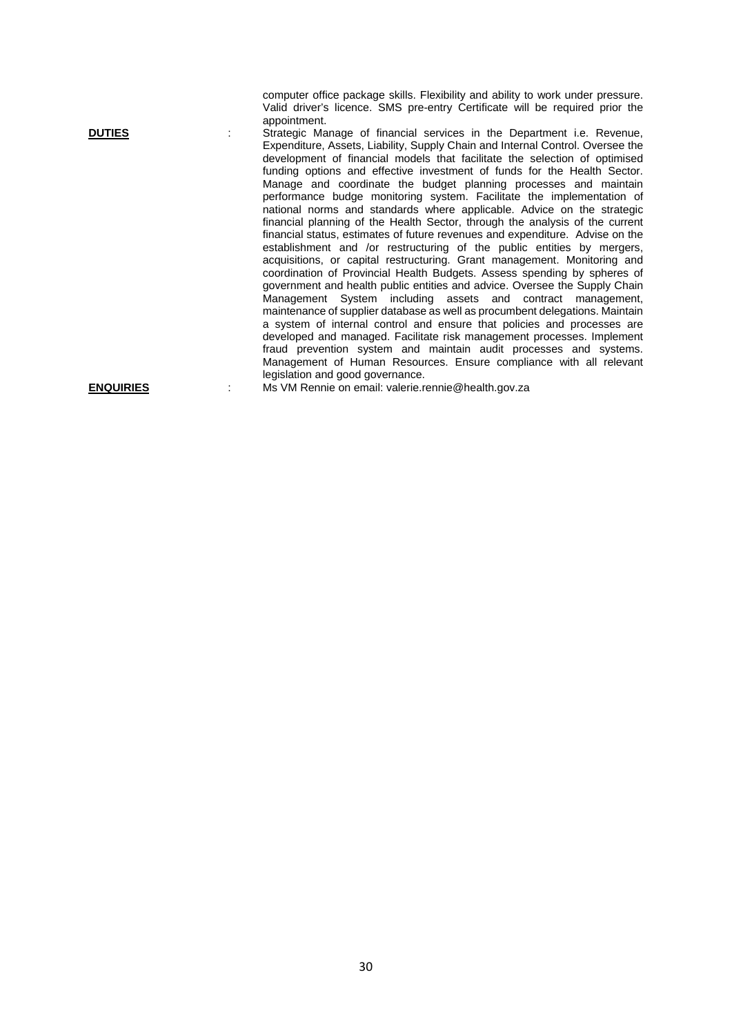computer office package skills. Flexibility and ability to work under pressure. Valid driver's licence. SMS pre-entry Certificate will be required prior the appointment.

**DUTIES** : Strategic Manage of financial services in the Department i.e. Revenue, Expenditure, Assets, Liability, Supply Chain and Internal Control. Oversee the development of financial models that facilitate the selection of optimised funding options and effective investment of funds for the Health Sector. Manage and coordinate the budget planning processes and maintain performance budge monitoring system. Facilitate the implementation of national norms and standards where applicable. Advice on the strategic financial planning of the Health Sector, through the analysis of the current financial status, estimates of future revenues and expenditure. Advise on the establishment and /or restructuring of the public entities by mergers, acquisitions, or capital restructuring. Grant management. Monitoring and coordination of Provincial Health Budgets. Assess spending by spheres of government and health public entities and advice. Oversee the Supply Chain Management System including assets and contract management, maintenance of supplier database as well as procumbent delegations. Maintain a system of internal control and ensure that policies and processes are developed and managed. Facilitate risk management processes. Implement fraud prevention system and maintain audit processes and systems. Management of Human Resources. Ensure compliance with all relevant legislation and good governance.

**ENQUIRIES** : Ms VM Rennie on email: valerie.rennie@health.gov.za